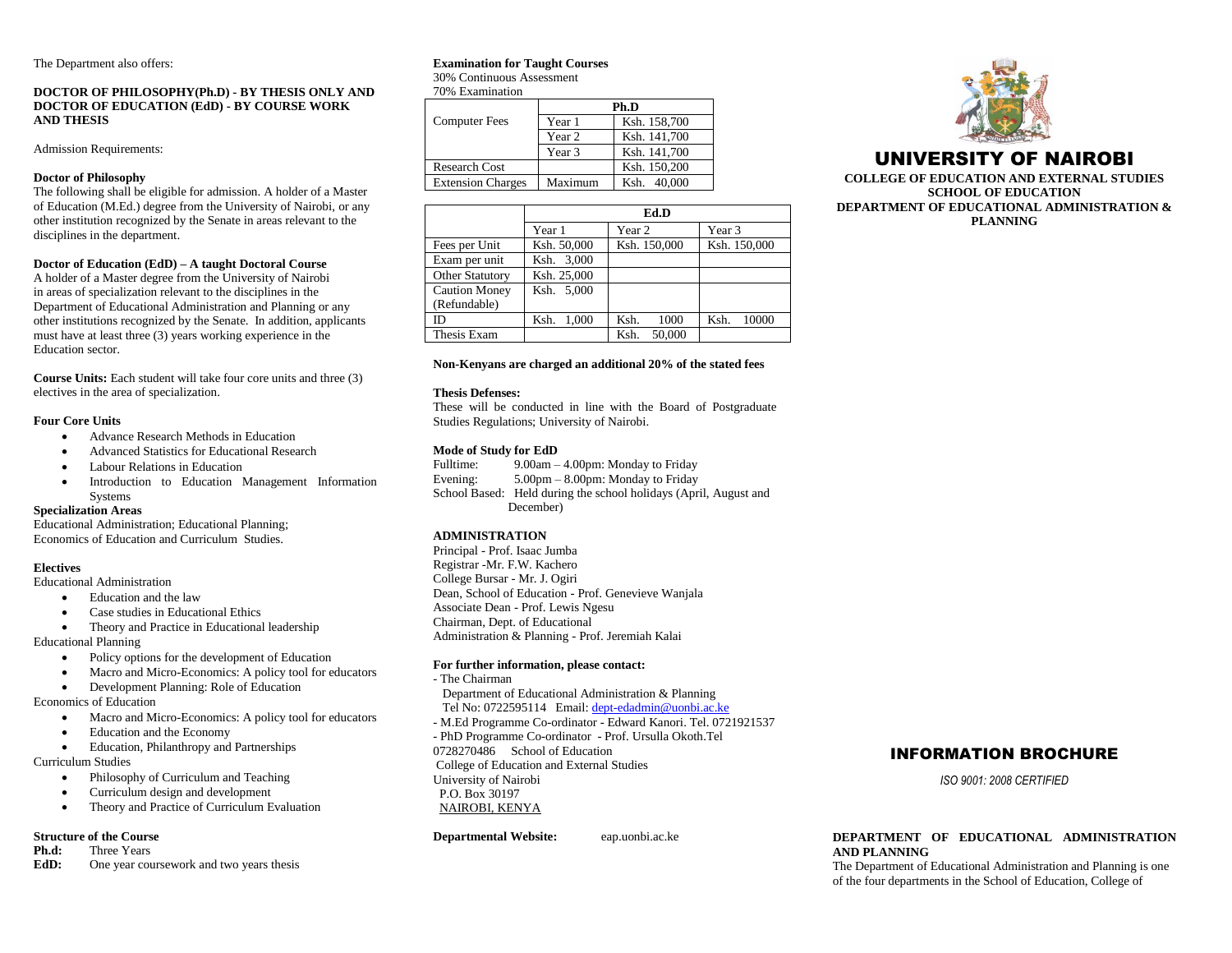The Department also offers:

**DOCTOR OF PHILOSOPHY(Ph.D) - BY THESIS ONLY AND DOCTOR OF EDUCATION (EdD) - BY COURSE WORK AND THESIS**

Admission Requirements:

**Doctor of Philosophy**

The following shall be eligible for admission. A holder of a Master of Education (M.Ed.) degree from the University of Nairobi, or any other institution recognized by the Senate in areas relevant to the disciplines in the department.

**Doctor of Education (EdD) – A taught Doctoral Course**

A holder of a Master degree from the University of Nairobi in areas of specialization relevant to the disciplines in the Department of Educational Administration and Planning or any other institutions recognized by the Senate. In addition, applicants must have at least three (3) years working experience in the Education sector.

**Course Units:** Each student will take four core units and three (3) electives in the area of specialization.

**Four Core Units**

- Advance Research Methods in Education
- Advanced Statistics for Educational Research
- Labour Relations in Education
- Introduction to Education Management Information Systems

**Specialization Areas**

Educational Administration; Educational Planning; Economics of Education and Curriculum Studies.

**Electives**

Educational Administration

- Education and the law
- Case studies in Educational Ethics
- Theory and Practice in Educational leadership

Educational Planning

- Policy options for the development of Education
- Macro and Micro-Economics: A policy tool for educators
- Development Planning: Role of Education

Economics of Education

- Macro and Micro-Economics: A policy tool for educators
- Education and the Economy
- Education, Philanthropy and Partnerships

Curriculum Studies

- Philosophy of Curriculum and Teaching
- Curriculum design and development
- Theory and Practice of Curriculum Evaluation

**Structure of the Course**

**Ph.d:** Three Years

**EdD:** One year coursework and two years thesis

**Examination for Taught Courses**

30% Continuous Assessment

70% Examination

| | Ph.D | |
|---|---|---|
| Computer Fees | Year 1 | Ksh. 158,700 |
| | Year 2 | Ksh. 141,700 |
| | Year 3 | Ksh. 141,700 |
| Research Cost | | Ksh. 150,200 |
| Extension Charges | Maximum | Ksh. 40,000 |

| | Ed.D | | |
|---|---|---|---|
| | Year 1 | Year 2 | Year 3 |
| Fees per Unit | Ksh. 50,000 | Ksh. 150,000 | Ksh. 150,000 |
| Exam per unit | Ksh. 3,000 | | |
| Other Statutory | Ksh. 25,000 | | |
| Caution Money (Refundable) | Ksh. 5,000 | | |
| ID | Ksh. 1,000 | Ksh. 1000 | Ksh. 10000 |
| Thesis Exam | | Ksh. 50,000 | |

**Non-Kenyans are charged an additional 20% of the stated fees**

**Thesis Defenses:**

These will be conducted in line with the Board of Postgraduate Studies Regulations; University of Nairobi.

**Mode of Study for EdD**

Fulltime: 9.00am – 4.00pm: Monday to Friday

Evening: 5.00pm – 8.00pm: Monday to Friday

School Based: Held during the school holidays (April, August and December)

**ADMINISTRATION**

Principal - Prof. Isaac Jumba

Registrar -Mr. F.W. Kachero

College Bursar - Mr. J. Ogiri

Dean, School of Education - Prof. Genevieve Wanjala

Associate Dean - Prof. Lewis Ngesu

Chairman, Dept. of Educational Administration & Planning - Prof. Jeremiah Kalai

**For further information, please contact:**

- The Chairman
  Department of Educational Administration & Planning
  Tel No: 0722595114 Email: dept-edadmin@uonbi.ac.ke
- M.Ed Programme Co-ordinator - Edward Kanori. Tel. 0721921537
- PhD Programme Co-ordinator - Prof. Ursulla Okoth.Tel 0728270486 School of Education
  College of Education and External Studies
  University of Nairobi
  P.O. Box 30197
  NAIROBI, KENYA

**Departmental Website:** eap.uonbi.ac.ke

# UNIVERSITY OF NAIROBI

**COLLEGE OF EDUCATION AND EXTERNAL STUDIES**
**SCHOOL OF EDUCATION**
**DEPARTMENT OF EDUCATIONAL ADMINISTRATION & PLANNING**

## INFORMATION BROCHURE

*ISO 9001: 2008 CERTIFIED*

**DEPARTMENT OF EDUCATIONAL ADMINISTRATION AND PLANNING**

The Department of Educational Administration and Planning is one of the four departments in the School of Education, College of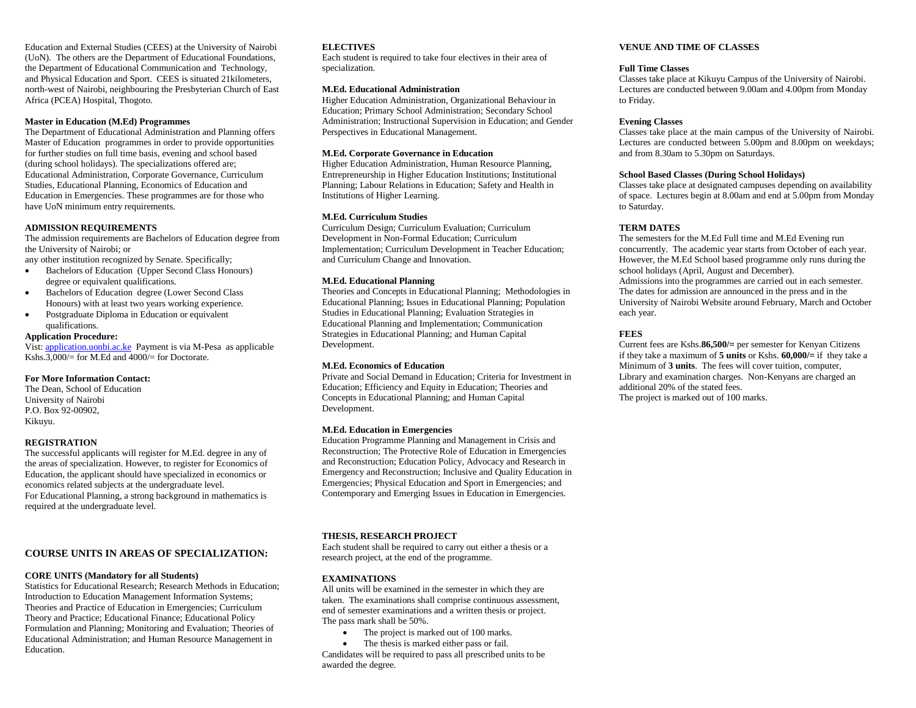Education and External Studies (CEES) at the University of Nairobi (UoN). The others are the Department of Educational Foundations, the Department of Educational Communication and Technology, and Physical Education and Sport. CEES is situated 21kilometers, north-west of Nairobi, neighbouring the Presbyterian Church of East Africa (PCEA) Hospital, Thogoto.

**Master in Education (M.Ed) Programmes**

The Department of Educational Administration and Planning offers Master of Education programmes in order to provide opportunities for further studies on full time basis, evening and school based (during school holidays). The specializations offered are; Educational Administration, Corporate Governance, Curriculum Studies, Educational Planning, Economics of Education and Education in Emergencies. These programmes are for those who have UoN minimum entry requirements.

**ADMISSION REQUIREMENTS**

The admission requirements are Bachelors of Education degree from the University of Nairobi; or any other institution recognized by Senate. Specifically;

- Bachelors of Education (Upper Second Class Honours) degree or equivalent qualifications.
- Bachelors of Education degree (Lower Second Class Honours) with at least two years working experience.
- Postgraduate Diploma in Education or equivalent qualifications.

**Application Procedure:**

Vist: [application.uonbi.ac.ke](application.uonbi.ac.ke) Payment is via M-Pesa as applicable Kshs.3,000/= for M.Ed and 4000/= for Doctorate.

**For More Information Contact:**

The Dean, School of Education
University of Nairobi
P.O. Box 92-00902,
Kikuyu.

**REGISTRATION**

The successful applicants will register for M.Ed. degree in any of the areas of specialization. However, to register for Economics of Education, the applicant should have specialized in economics or economics related subjects at the undergraduate level.
For Educational Planning, a strong background in mathematics is required at the undergraduate level.

## COURSE UNITS IN AREAS OF SPECIALIZATION:

**CORE UNITS (Mandatory for all Students)**

Statistics for Educational Research; Research Methods in Education; Introduction to Education Management Information Systems; Theories and Practice of Education in Emergencies; Curriculum Theory and Practice; Educational Finance; Educational Policy Formulation and Planning; Monitoring and Evaluation; Theories of Educational Administration; and Human Resource Management in Education.

**ELECTIVES**

Each student is required to take four electives in their area of specialization.

**M.Ed. Educational Administration**

Higher Education Administration, Organizational Behaviour in Education; Primary School Administration; Secondary School Administration; Instructional Supervision in Education; and Gender Perspectives in Educational Management.

**M.Ed. Corporate Governance in Education**

Higher Education Administration, Human Resource Planning, Entrepreneurship in Higher Education Institutions; Institutional Planning; Labour Relations in Education; Safety and Health in Institutions of Higher Learning.

**M.Ed. Curriculum Studies**

Curriculum Design; Curriculum Evaluation; Curriculum Development in Non-Formal Education; Curriculum Implementation; Curriculum Development in Teacher Education; and Curriculum Change and Innovation.

**M.Ed. Educational Planning**

Theories and Concepts in Educational Planning; Methodologies in Educational Planning; Issues in Educational Planning; Population Studies in Educational Planning; Evaluation Strategies in Educational Planning and Implementation; Communication Strategies in Educational Planning; and Human Capital Development.

**M.Ed. Economics of Education**

Private and Social Demand in Education; Criteria for Investment in Education; Efficiency and Equity in Education; Theories and Concepts in Educational Planning; and Human Capital Development.

**M.Ed. Education in Emergencies**

Education Programme Planning and Management in Crisis and Reconstruction; The Protective Role of Education in Emergencies and Reconstruction; Education Policy, Advocacy and Research in Emergency and Reconstruction; Inclusive and Quality Education in Emergencies; Physical Education and Sport in Emergencies; and Contemporary and Emerging Issues in Education in Emergencies.

**THESIS, RESEARCH PROJECT**

Each student shall be required to carry out either a thesis or a research project, at the end of the programme.

**EXAMINATIONS**

All units will be examined in the semester in which they are taken. The examinations shall comprise continuous assessment, end of semester examinations and a written thesis or project. The pass mark shall be 50%.

- The project is marked out of 100 marks.
- The thesis is marked either pass or fail.

Candidates will be required to pass all prescribed units to be awarded the degree.

**VENUE AND TIME OF CLASSES**

**Full Time Classes**

Classes take place at Kikuyu Campus of the University of Nairobi. Lectures are conducted between 9.00am and 4.00pm from Monday to Friday.

**Evening Classes**

Classes take place at the main campus of the University of Nairobi. Lectures are conducted between 5.00pm and 8.00pm on weekdays; and from 8.30am to 5.30pm on Saturdays.

**School Based Classes (During School Holidays)**

Classes take place at designated campuses depending on availability of space. Lectures begin at 8.00am and end at 5.00pm from Monday to Saturday.

**TERM DATES**

The semesters for the M.Ed Full time and M.Ed Evening run concurrently. The academic year starts from October of each year. However, the M.Ed School based programme only runs during the school holidays (April, August and December).
Admissions into the programmes are carried out in each semester. The dates for admission are announced in the press and in the University of Nairobi Website around February, March and October each year.

**FEES**

Current fees are Kshs.**86,500/=** per semester for Kenyan Citizens if they take a maximum of **5 units** or Kshs. **60,000/=** if they take a Minimum of **3 units**. The fees will cover tuition, computer, Library and examination charges. Non-Kenyans are charged an additional 20% of the stated fees.
The project is marked out of 100 marks.